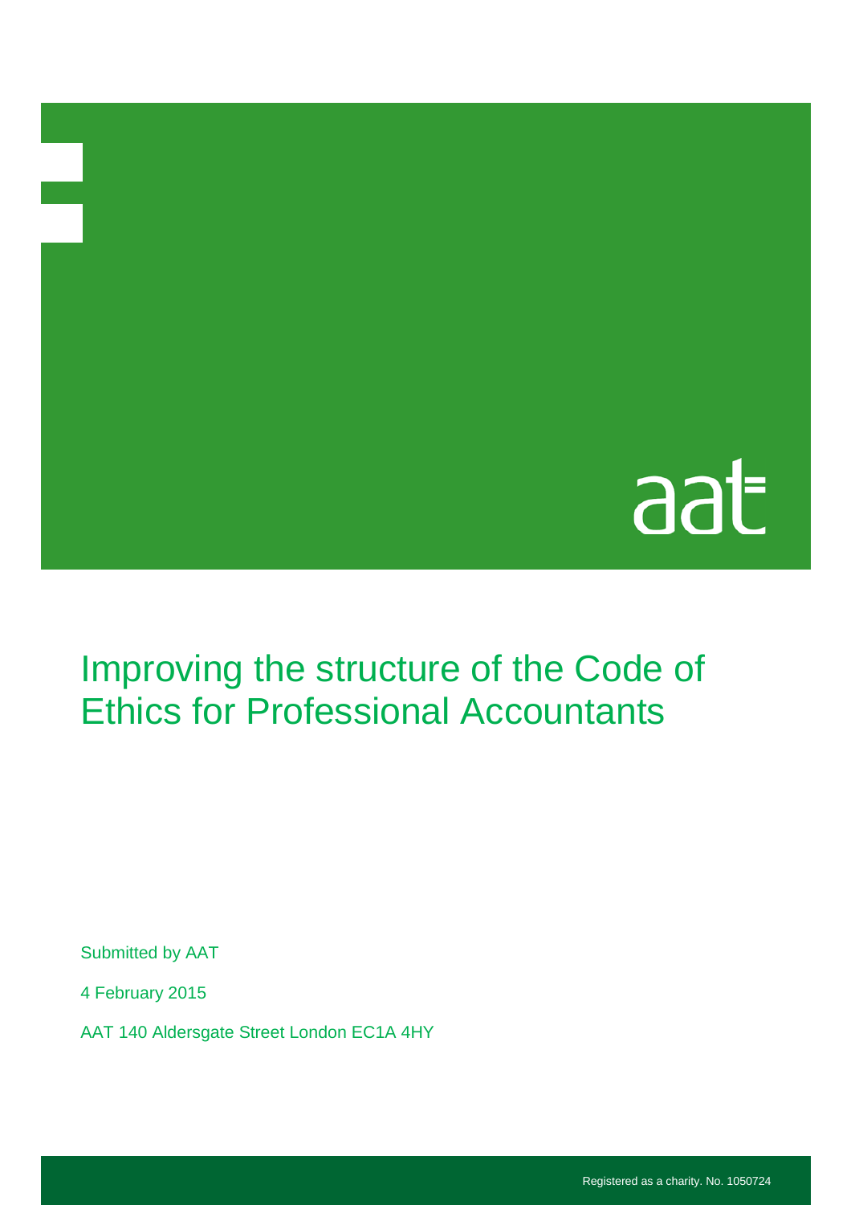aat

# Improving the structure of the Code of Ethics for Professional Accountants

Submitted by AAT

4 February 2015

AAT 140 Aldersgate Street London EC1A 4HY

Registered as a charity. No. 1050724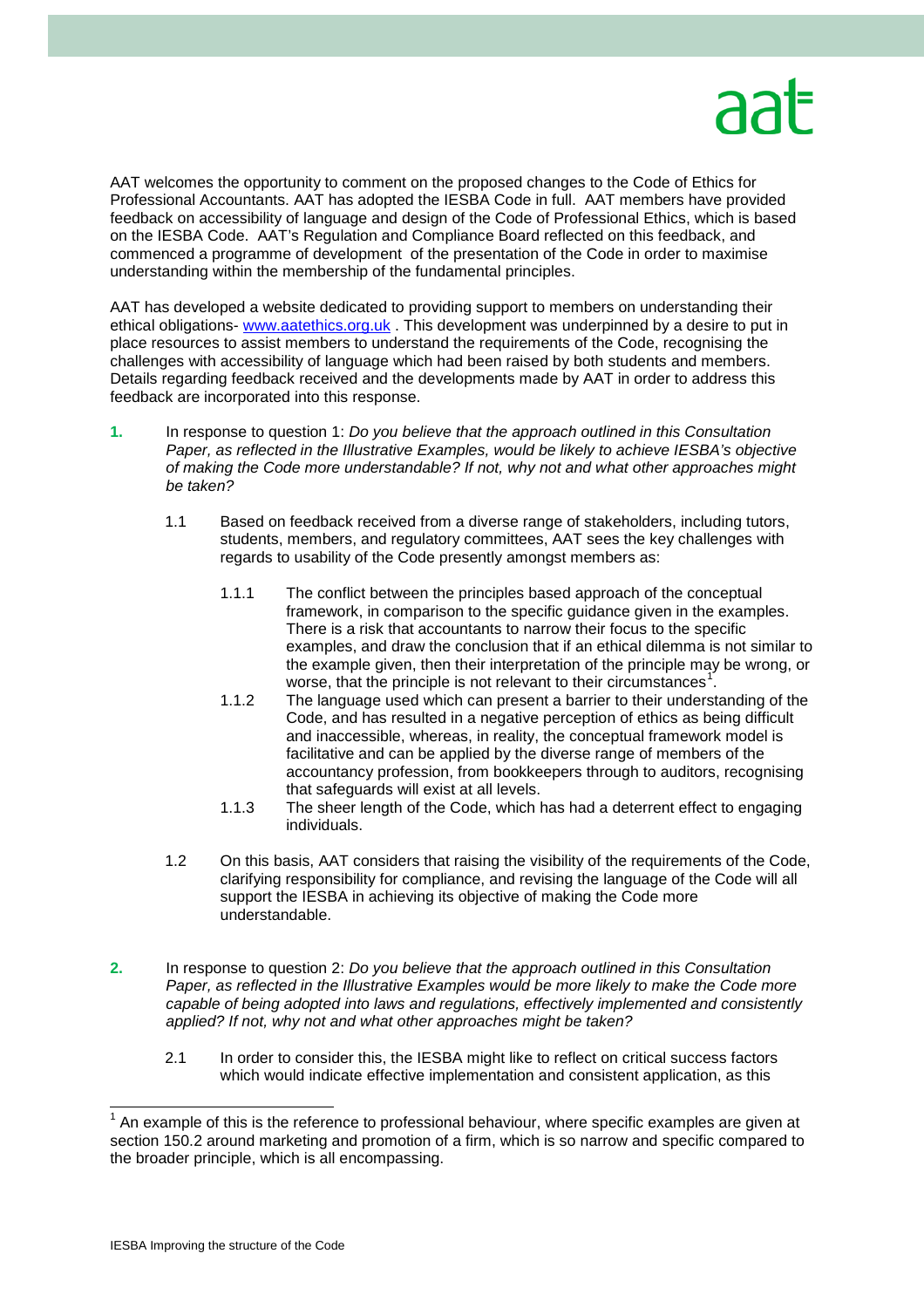AAT welcomes the opportunity to comment on the proposed changes to the Code of Ethics for Professional Accountants. AAT has adopted the IESBA Code in full. AAT members have provided feedback on accessibility of language and design of the Code of Professional Ethics, which is based on the IESBA Code. AAT's Regulation and Compliance Board reflected on this feedback, and commenced a programme of development of the presentation of the Code in order to maximise understanding within the membership of the fundamental principles.

AAT has developed a website dedicated to providing support to members on understanding their ethical obligations- www.aatethics.org.uk . This development was underpinned by a desire to put in place resources to assist members to understand the requirements of the Code, recognising the challenges with accessibility of language which had been raised by both students and members. Details regarding feedback received and the developments made by AAT in order to address this feedback are incorporated into this response.

**1.** In response to question 1: *Do you believe that the approach outlined in this Consultation Paper, as reflected in the Illustrative Examples, would be likely to achieve IESBA's objective of making the Code more understandable? If not, why not and what other approaches might be taken?*

1.1 Based on feedback received from a diverse range of stakeholders, including tutors, students, members, and regulatory committees, AAT sees the key challenges with regards to usability of the Code presently amongst members as:

1.1.1 The conflict between the principles based approach of the conceptual framework, in comparison to the specific guidance given in the examples. There is a risk that accountants to narrow their focus to the specific examples, and draw the conclusion that if an ethical dilemma is not similar to the example given, then their interpretation of the principle may be wrong, or worse, that the principle is not relevant to their circumstances[1].

1.1.2 The language used which can present a barrier to their understanding of the Code, and has resulted in a negative perception of ethics as being difficult and inaccessible, whereas, in reality, the conceptual framework model is facilitative and can be applied by the diverse range of members of the accountancy profession, from bookkeepers through to auditors, recognising that safeguards will exist at all levels.

1.1.3 The sheer length of the Code, which has had a deterrent effect to engaging individuals.

1.2 On this basis, AAT considers that raising the visibility of the requirements of the Code, clarifying responsibility for compliance, and revising the language of the Code will all support the IESBA in achieving its objective of making the Code more understandable.

**2.** In response to question 2: *Do you believe that the approach outlined in this Consultation Paper, as reflected in the Illustrative Examples would be more likely to make the Code more capable of being adopted into laws and regulations, effectively implemented and consistently applied? If not, why not and what other approaches might be taken?*

2.1 In order to consider this, the IESBA might like to reflect on critical success factors which would indicate effective implementation and consistent application, as this

---

[1] An example of this is the reference to professional behaviour, where specific examples are given at section 150.2 around marketing and promotion of a firm, which is so narrow and specific compared to the broader principle, which is all encompassing.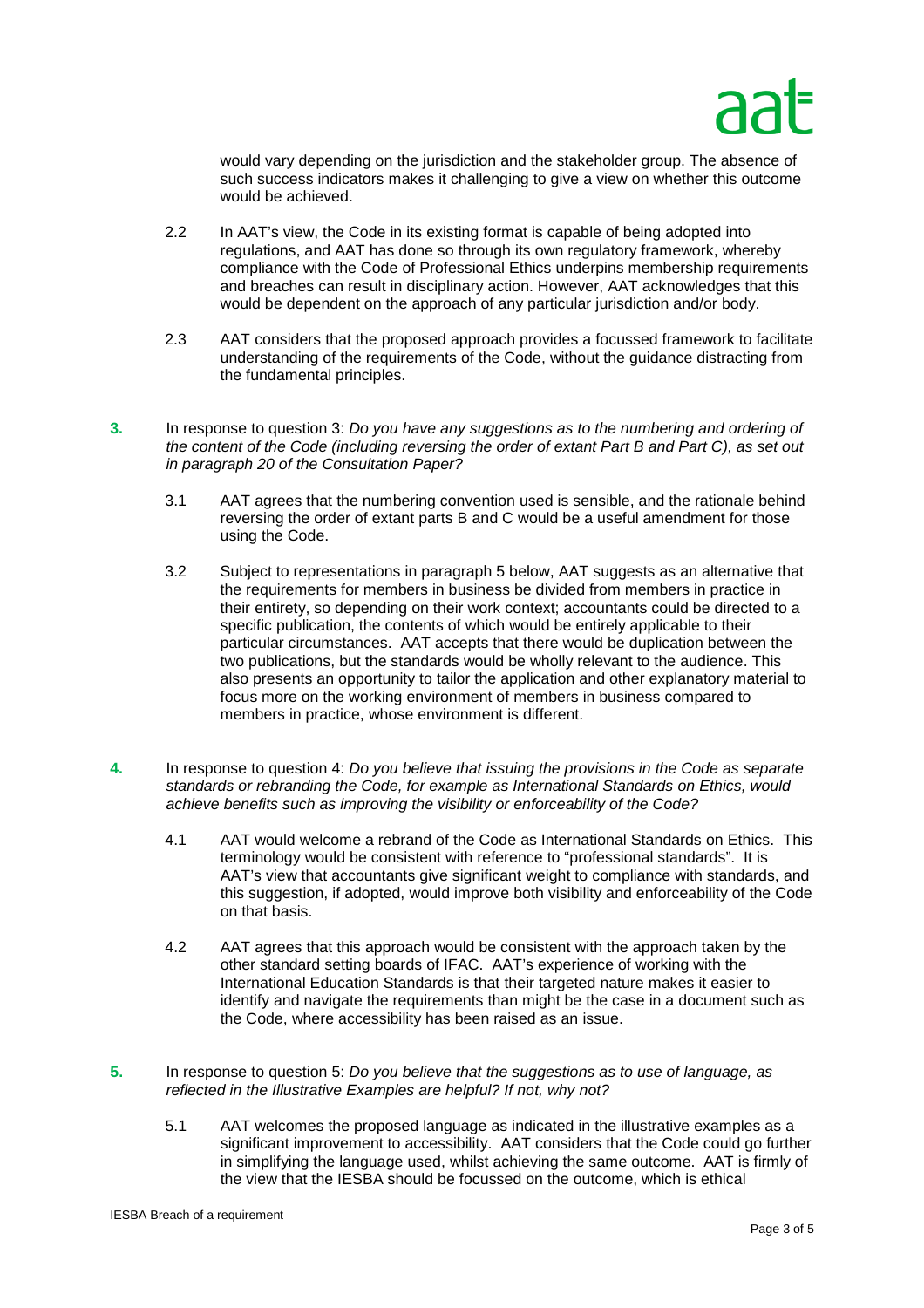would vary depending on the jurisdiction and the stakeholder group. The absence of such success indicators makes it challenging to give a view on whether this outcome would be achieved.

2.2 In AAT's view, the Code in its existing format is capable of being adopted into regulations, and AAT has done so through its own regulatory framework, whereby compliance with the Code of Professional Ethics underpins membership requirements and breaches can result in disciplinary action. However, AAT acknowledges that this would be dependent on the approach of any particular jurisdiction and/or body.

2.3 AAT considers that the proposed approach provides a focussed framework to facilitate understanding of the requirements of the Code, without the guidance distracting from the fundamental principles.

**3.** In response to question 3: *Do you have any suggestions as to the numbering and ordering of the content of the Code (including reversing the order of extant Part B and Part C), as set out in paragraph 20 of the Consultation Paper?*

3.1 AAT agrees that the numbering convention used is sensible, and the rationale behind reversing the order of extant parts B and C would be a useful amendment for those using the Code.

3.2 Subject to representations in paragraph 5 below, AAT suggests as an alternative that the requirements for members in business be divided from members in practice in their entirety, so depending on their work context; accountants could be directed to a specific publication, the contents of which would be entirely applicable to their particular circumstances. AAT accepts that there would be duplication between the two publications, but the standards would be wholly relevant to the audience. This also presents an opportunity to tailor the application and other explanatory material to focus more on the working environment of members in business compared to members in practice, whose environment is different.

**4.** In response to question 4: *Do you believe that issuing the provisions in the Code as separate standards or rebranding the Code, for example as International Standards on Ethics, would achieve benefits such as improving the visibility or enforceability of the Code?*

4.1 AAT would welcome a rebrand of the Code as International Standards on Ethics. This terminology would be consistent with reference to "professional standards". It is AAT's view that accountants give significant weight to compliance with standards, and this suggestion, if adopted, would improve both visibility and enforceability of the Code on that basis.

4.2 AAT agrees that this approach would be consistent with the approach taken by the other standard setting boards of IFAC. AAT's experience of working with the International Education Standards is that their targeted nature makes it easier to identify and navigate the requirements than might be the case in a document such as the Code, where accessibility has been raised as an issue.

**5.** In response to question 5: *Do you believe that the suggestions as to use of language, as reflected in the Illustrative Examples are helpful? If not, why not?*

5.1 AAT welcomes the proposed language as indicated in the illustrative examples as a significant improvement to accessibility. AAT considers that the Code could go further in simplifying the language used, whilst achieving the same outcome. AAT is firmly of the view that the IESBA should be focussed on the outcome, which is ethical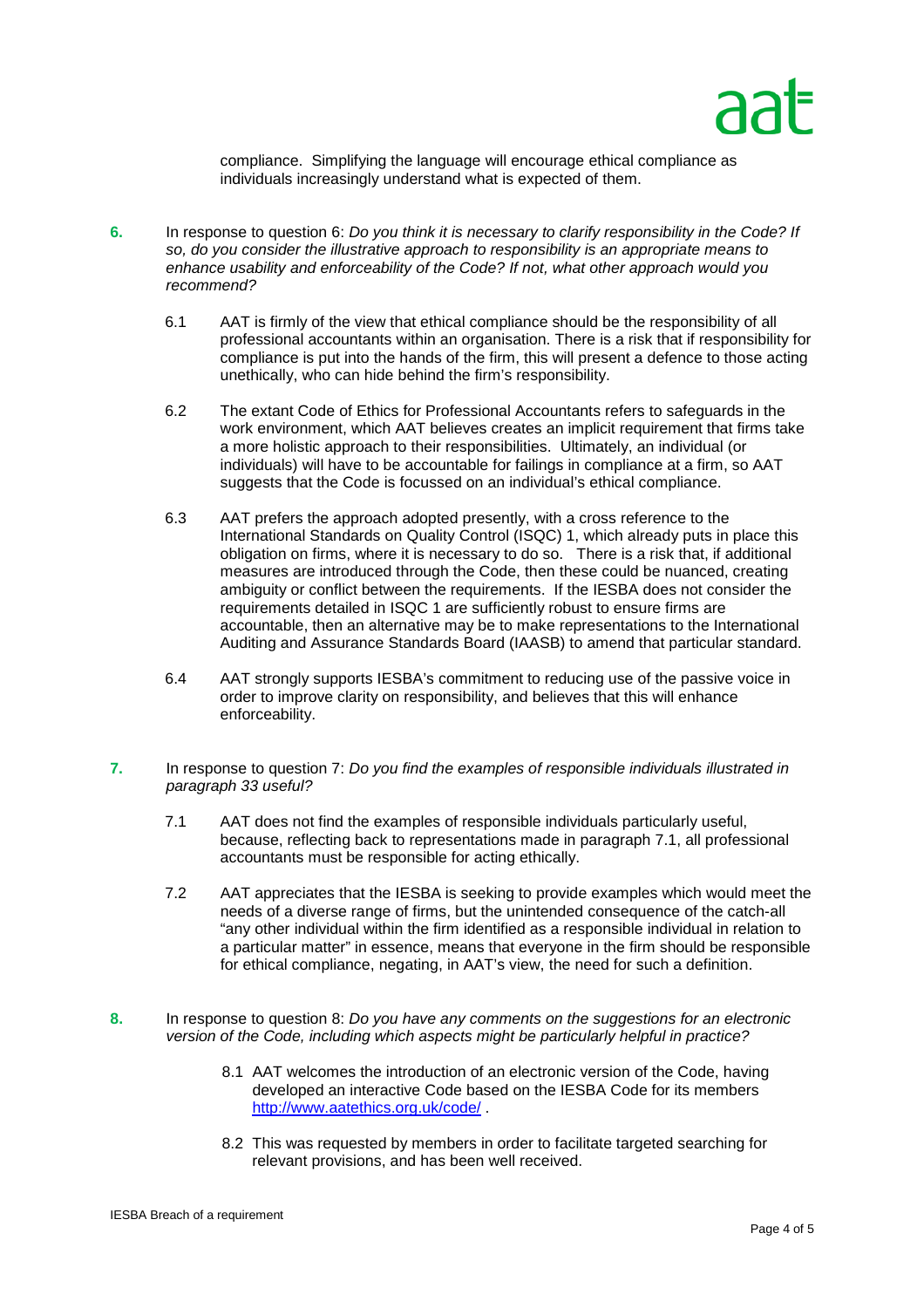compliance. Simplifying the language will encourage ethical compliance as individuals increasingly understand what is expected of them.

**6.** In response to question 6: *Do you think it is necessary to clarify responsibility in the Code? If so, do you consider the illustrative approach to responsibility is an appropriate means to enhance usability and enforceability of the Code? If not, what other approach would you recommend?*

6.1 AAT is firmly of the view that ethical compliance should be the responsibility of all professional accountants within an organisation. There is a risk that if responsibility for compliance is put into the hands of the firm, this will present a defence to those acting unethically, who can hide behind the firm's responsibility.

6.2 The extant Code of Ethics for Professional Accountants refers to safeguards in the work environment, which AAT believes creates an implicit requirement that firms take a more holistic approach to their responsibilities. Ultimately, an individual (or individuals) will have to be accountable for failings in compliance at a firm, so AAT suggests that the Code is focussed on an individual's ethical compliance.

6.3 AAT prefers the approach adopted presently, with a cross reference to the International Standards on Quality Control (ISQC) 1, which already puts in place this obligation on firms, where it is necessary to do so. There is a risk that, if additional measures are introduced through the Code, then these could be nuanced, creating ambiguity or conflict between the requirements. If the IESBA does not consider the requirements detailed in ISQC 1 are sufficiently robust to ensure firms are accountable, then an alternative may be to make representations to the International Auditing and Assurance Standards Board (IAASB) to amend that particular standard.

6.4 AAT strongly supports IESBA's commitment to reducing use of the passive voice in order to improve clarity on responsibility, and believes that this will enhance enforceability.

**7.** In response to question 7: *Do you find the examples of responsible individuals illustrated in paragraph 33 useful?*

7.1 AAT does not find the examples of responsible individuals particularly useful, because, reflecting back to representations made in paragraph 7.1, all professional accountants must be responsible for acting ethically.

7.2 AAT appreciates that the IESBA is seeking to provide examples which would meet the needs of a diverse range of firms, but the unintended consequence of the catch-all "any other individual within the firm identified as a responsible individual in relation to a particular matter" in essence, means that everyone in the firm should be responsible for ethical compliance, negating, in AAT's view, the need for such a definition.

**8.** In response to question 8: *Do you have any comments on the suggestions for an electronic version of the Code, including which aspects might be particularly helpful in practice?*

8.1 AAT welcomes the introduction of an electronic version of the Code, having developed an interactive Code based on the IESBA Code for its members http://www.aatethics.org.uk/code/ .

8.2 This was requested by members in order to facilitate targeted searching for relevant provisions, and has been well received.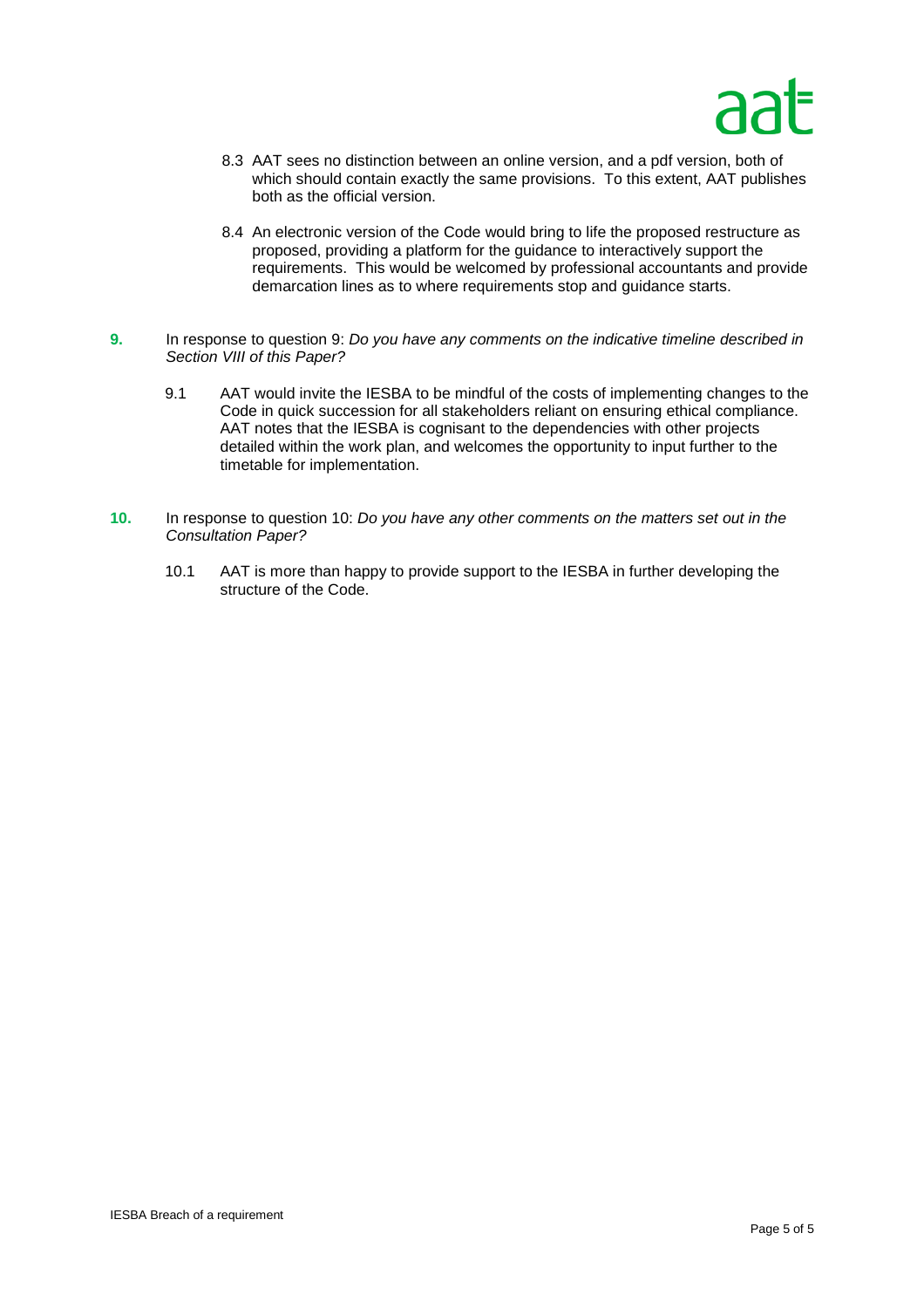8.3 AAT sees no distinction between an online version, and a pdf version, both of which should contain exactly the same provisions. To this extent, AAT publishes both as the official version.

8.4 An electronic version of the Code would bring to life the proposed restructure as proposed, providing a platform for the guidance to interactively support the requirements. This would be welcomed by professional accountants and provide demarcation lines as to where requirements stop and guidance starts.

**9.** In response to question 9: *Do you have any comments on the indicative timeline described in Section VIII of this Paper?*

9.1 AAT would invite the IESBA to be mindful of the costs of implementing changes to the Code in quick succession for all stakeholders reliant on ensuring ethical compliance. AAT notes that the IESBA is cognisant to the dependencies with other projects detailed within the work plan, and welcomes the opportunity to input further to the timetable for implementation.

**10.** In response to question 10: *Do you have any other comments on the matters set out in the Consultation Paper?*

10.1 AAT is more than happy to provide support to the IESBA in further developing the structure of the Code.